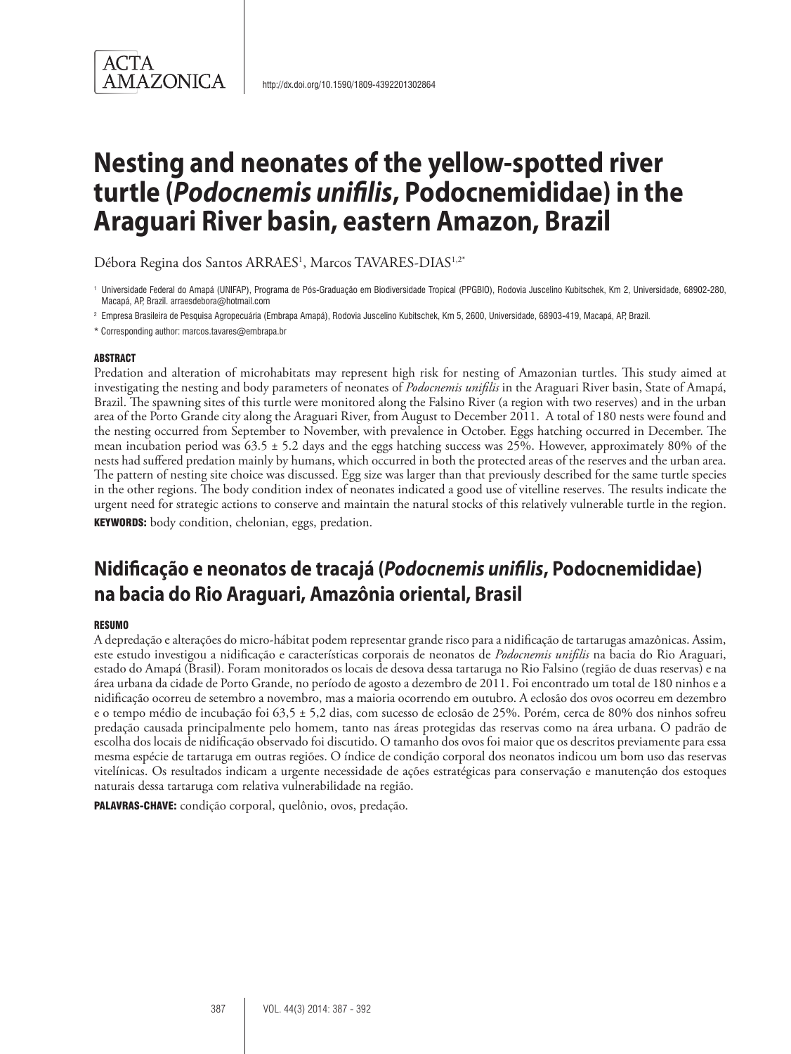ACTA AMAZONICA

http://dx.doi.org/10.1590/1809-4392201302864

# Nesting and neonates of the yellow-spotted river turtle (*Podocnemis unifilis*, Podocnemididae) in the Araguari River basin, eastern Amazon, Brazil

Débora Regina dos Santos ARRAES[1], Marcos TAVARES-DIAS[1,2*]

[1] Universidade Federal do Amapá (UNIFAP), Programa de Pós-Graduação em Biodiversidade Tropical (PPGBIO), Rodovia Juscelino Kubitschek, Km 2, Universidade, 68902-280, Macapá, AP, Brazil. arraesdebora@hotmail.com

[2] Empresa Brasileira de Pesquisa Agropecuária (Embrapa Amapá), Rodovia Juscelino Kubitschek, Km 5, 2600, Universidade, 68903-419, Macapá, AP, Brazil.

* Corresponding author: marcos.tavares@embrapa.br

## ABSTRACT

Predation and alteration of microhabitats may represent high risk for nesting of Amazonian turtles. This study aimed at investigating the nesting and body parameters of neonates of *Podocnemis unifilis* in the Araguari River basin, State of Amapá, Brazil. The spawning sites of this turtle were monitored along the Falsino River (a region with two reserves) and in the urban area of the Porto Grande city along the Araguari River, from August to December 2011. A total of 180 nests were found and the nesting occurred from September to November, with prevalence in October. Eggs hatching occurred in December. The mean incubation period was 63.5 ± 5.2 days and the eggs hatching success was 25%. However, approximately 80% of the nests had suffered predation mainly by humans, which occurred in both the protected areas of the reserves and the urban area. The pattern of nesting site choice was discussed. Egg size was larger than that previously described for the same turtle species in the other regions. The body condition index of neonates indicated a good use of vitelline reserves. The results indicate the urgent need for strategic actions to conserve and maintain the natural stocks of this relatively vulnerable turtle in the region.

**KEYWORDS:** body condition, chelonian, eggs, predation.

# Nidificação e neonatos de tracajá (*Podocnemis unifilis*, Podocnemididae) na bacia do Rio Araguari, Amazônia oriental, Brasil

## RESUMO

A depredação e alterações do micro-hábitat podem representar grande risco para a nidificação de tartarugas amazônicas. Assim, este estudo investigou a nidificação e características corporais de neonatos de *Podocnemis unifilis* na bacia do Rio Araguari, estado do Amapá (Brasil). Foram monitorados os locais de desova dessa tartaruga no Rio Falsino (região de duas reservas) e na área urbana da cidade de Porto Grande, no período de agosto a dezembro de 2011. Foi encontrado um total de 180 ninhos e a nidificação ocorreu de setembro a novembro, mas a maioria ocorrendo em outubro. A eclosão dos ovos ocorreu em dezembro e o tempo médio de incubação foi 63,5 ± 5,2 dias, com sucesso de eclosão de 25%. Porém, cerca de 80% dos ninhos sofreu predação causada principalmente pelo homem, tanto nas áreas protegidas das reservas como na área urbana. O padrão de escolha dos locais de nidificação observado foi discutido. O tamanho dos ovos foi maior que os descritos previamente para essa mesma espécie de tartaruga em outras regiões. O índice de condição corporal dos neonatos indicou um bom uso das reservas vitelínicas. Os resultados indicam a urgente necessidade de ações estratégicas para conservação e manutenção dos estoques naturais dessa tartaruga com relativa vulnerabilidade na região.

**PALAVRAS-CHAVE:** condição corporal, quelônio, ovos, predação.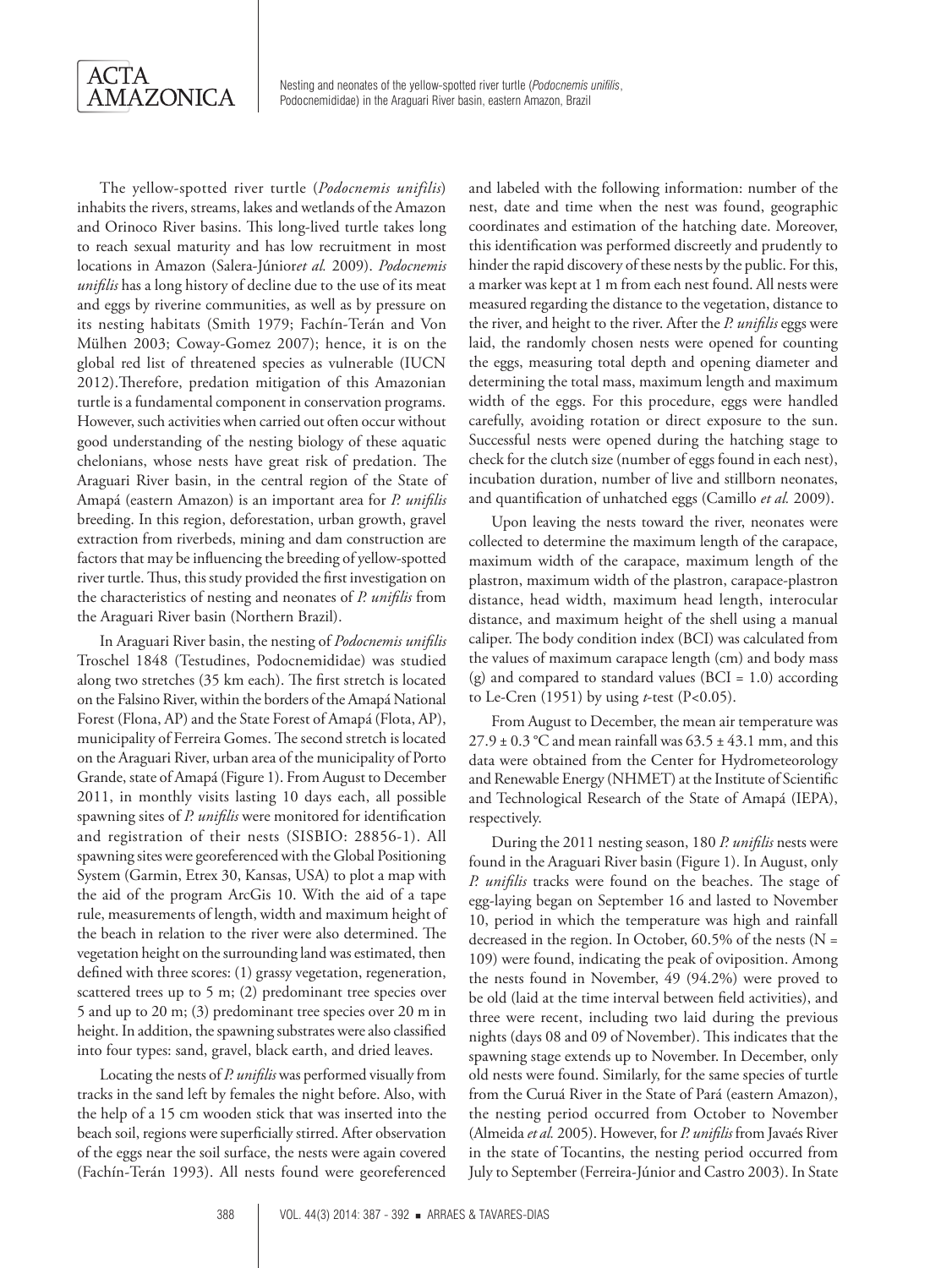The yellow-spotted river turtle (*Podocnemis unifilis*) inhabits the rivers, streams, lakes and wetlands of the Amazon and Orinoco River basins. This long-lived turtle takes long to reach sexual maturity and has low recruitment in most locations in Amazon (Salera-Júnior*et al.* 2009). *Podocnemis unifilis* has a long history of decline due to the use of its meat and eggs by riverine communities, as well as by pressure on its nesting habitats (Smith 1979; Fachín-Terán and Von Mülhen 2003; Coway-Gomez 2007); hence, it is on the global red list of threatened species as vulnerable (IUCN 2012).Therefore, predation mitigation of this Amazonian turtle is a fundamental component in conservation programs. However, such activities when carried out often occur without good understanding of the nesting biology of these aquatic chelonians, whose nests have great risk of predation. The Araguari River basin, in the central region of the State of Amapá (eastern Amazon) is an important area for *P. unifilis* breeding. In this region, deforestation, urban growth, gravel extraction from riverbeds, mining and dam construction are factors that may be influencing the breeding of yellow-spotted river turtle. Thus, this study provided the first investigation on the characteristics of nesting and neonates of *P. unifilis* from the Araguari River basin (Northern Brazil).

In Araguari River basin, the nesting of *Podocnemis unifilis* Troschel 1848 (Testudines, Podocnemididae) was studied along two stretches (35 km each). The first stretch is located on the Falsino River, within the borders of the Amapá National Forest (Flona, AP) and the State Forest of Amapá (Flota, AP), municipality of Ferreira Gomes. The second stretch is located on the Araguari River, urban area of the municipality of Porto Grande, state of Amapá (Figure 1). From August to December 2011, in monthly visits lasting 10 days each, all possible spawning sites of *P. unifilis* were monitored for identification and registration of their nests (SISBIO: 28856-1). All spawning sites were georeferenced with the Global Positioning System (Garmin, Etrex 30, Kansas, USA) to plot a map with the aid of the program ArcGis 10. With the aid of a tape rule, measurements of length, width and maximum height of the beach in relation to the river were also determined. The vegetation height on the surrounding land was estimated, then defined with three scores: (1) grassy vegetation, regeneration, scattered trees up to 5 m; (2) predominant tree species over 5 and up to 20 m; (3) predominant tree species over 20 m in height. In addition, the spawning substrates were also classified into four types: sand, gravel, black earth, and dried leaves.

Locating the nests of *P. unifilis* was performed visually from tracks in the sand left by females the night before. Also, with the help of a 15 cm wooden stick that was inserted into the beach soil, regions were superficially stirred. After observation of the eggs near the soil surface, the nests were again covered (Fachín-Terán 1993). All nests found were georeferenced and labeled with the following information: number of the nest, date and time when the nest was found, geographic coordinates and estimation of the hatching date. Moreover, this identification was performed discreetly and prudently to hinder the rapid discovery of these nests by the public. For this, a marker was kept at 1 m from each nest found. All nests were measured regarding the distance to the vegetation, distance to the river, and height to the river. After the *P. unifilis* eggs were laid, the randomly chosen nests were opened for counting the eggs, measuring total depth and opening diameter and determining the total mass, maximum length and maximum width of the eggs. For this procedure, eggs were handled carefully, avoiding rotation or direct exposure to the sun. Successful nests were opened during the hatching stage to check for the clutch size (number of eggs found in each nest), incubation duration, number of live and stillborn neonates, and quantification of unhatched eggs (Camillo *et al.* 2009).

Upon leaving the nests toward the river, neonates were collected to determine the maximum length of the carapace, maximum width of the carapace, maximum length of the plastron, maximum width of the plastron, carapace-plastron distance, head width, maximum head length, interocular distance, and maximum height of the shell using a manual caliper. The body condition index (BCI) was calculated from the values of maximum carapace length (cm) and body mass (g) and compared to standard values (BCI = 1.0) according to Le-Cren (1951) by using *t*-test ($P<0.05$).

From August to December, the mean air temperature was $27.9 \pm 0.3$ °C and mean rainfall was $63.5 \pm 43.1$ mm, and this data were obtained from the Center for Hydrometeorology and Renewable Energy (NHMET) at the Institute of Scientific and Technological Research of the State of Amapá (IEPA), respectively.

During the 2011 nesting season, 180 *P. unifilis* nests were found in the Araguari River basin (Figure 1). In August, only *P. unifilis* tracks were found on the beaches. The stage of egg-laying began on September 16 and lasted to November 10, period in which the temperature was high and rainfall decreased in the region. In October, 60.5% of the nests (N = 109) were found, indicating the peak of oviposition. Among the nests found in November, 49 (94.2%) were proved to be old (laid at the time interval between field activities), and three were recent, including two laid during the previous nights (days 08 and 09 of November). This indicates that the spawning stage extends up to November. In December, only old nests were found. Similarly, for the same species of turtle from the Curuá River in the State of Pará (eastern Amazon), the nesting period occurred from October to November (Almeida *et al.* 2005). However, for *P. unifilis* from Javaés River in the state of Tocantins, the nesting period occurred from July to September (Ferreira-Júnior and Castro 2003). In State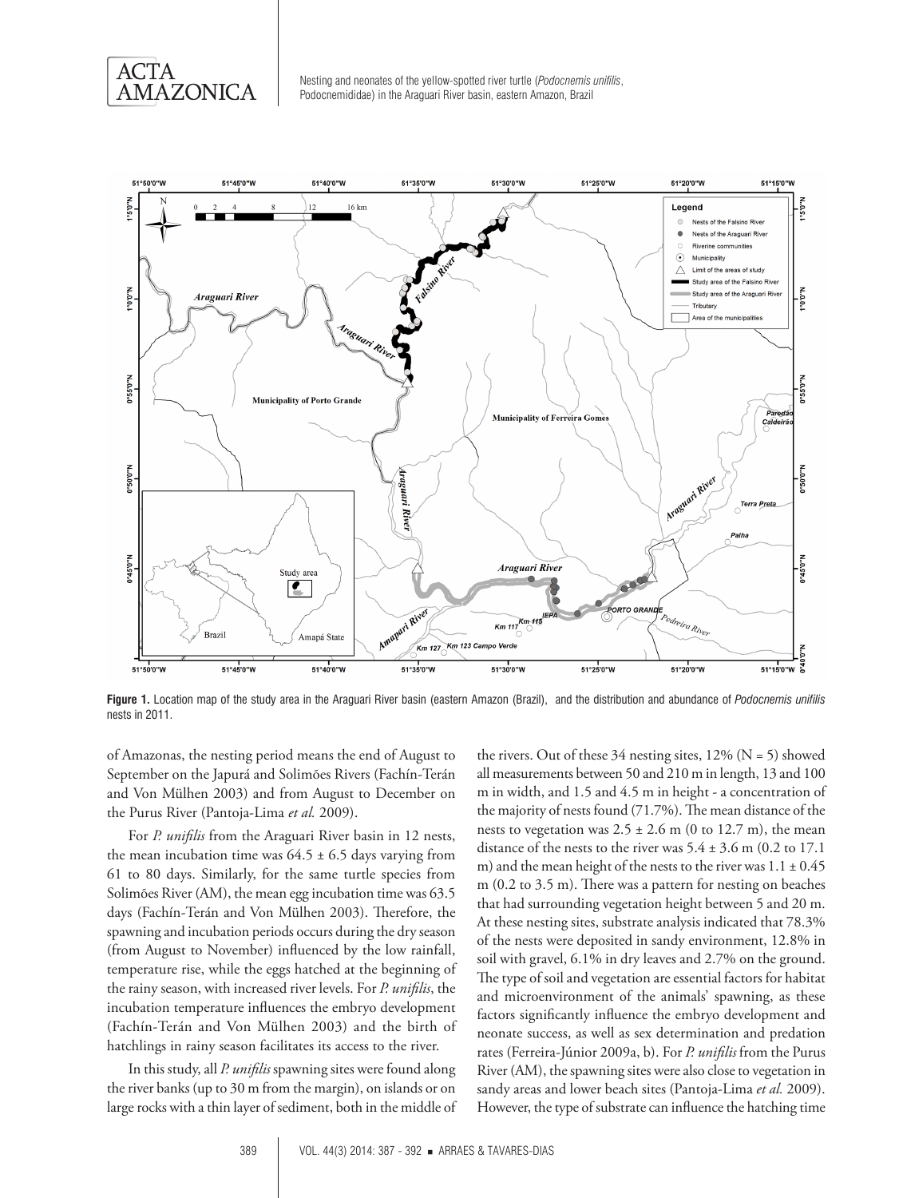**Figure 1.** Location map of the study area in the Araguari River basin (eastern Amazon (Brazil), and the distribution and abundance of *Podocnemis unifilis* nests in 2011.

of Amazonas, the nesting period means the end of August to September on the Japurá and Solimões Rivers (Fachín-Terán and Von Mülhen 2003) and from August to December on the Purus River (Pantoja-Lima *et al.* 2009).

For *P. unifilis* from the Araguari River basin in 12 nests, the mean incubation time was 64.5 ± 6.5 days varying from 61 to 80 days. Similarly, for the same turtle species from Solimões River (AM), the mean egg incubation time was 63.5 days (Fachín-Terán and Von Mülhen 2003). Therefore, the spawning and incubation periods occurs during the dry season (from August to November) influenced by the low rainfall, temperature rise, while the eggs hatched at the beginning of the rainy season, with increased river levels. For *P. unifilis*, the incubation temperature influences the embryo development (Fachín-Terán and Von Mülhen 2003) and the birth of hatchlings in rainy season facilitates its access to the river.

In this study, all *P. unifilis* spawning sites were found along the river banks (up to 30 m from the margin), on islands or on large rocks with a thin layer of sediment, both in the middle of the rivers. Out of these 34 nesting sites, 12% (N = 5) showed all measurements between 50 and 210 m in length, 13 and 100 m in width, and 1.5 and 4.5 m in height - a concentration of the majority of nests found (71.7%). The mean distance of the nests to vegetation was 2.5 ± 2.6 m (0 to 12.7 m), the mean distance of the nests to the river was 5.4 ± 3.6 m (0.2 to 17.1 m) and the mean height of the nests to the river was 1.1 ± 0.45 m (0.2 to 3.5 m). There was a pattern for nesting on beaches that had surrounding vegetation height between 5 and 20 m. At these nesting sites, substrate analysis indicated that 78.3% of the nests were deposited in sandy environment, 12.8% in soil with gravel, 6.1% in dry leaves and 2.7% on the ground. The type of soil and vegetation are essential factors for habitat and microenvironment of the animals' spawning, as these factors significantly influence the embryo development and neonate success, as well as sex determination and predation rates (Ferreira-Júnior 2009a, b). For *P. unifilis* from the Purus River (AM), the spawning sites were also close to vegetation in sandy areas and lower beach sites (Pantoja-Lima *et al.* 2009). However, the type of substrate can influence the hatching time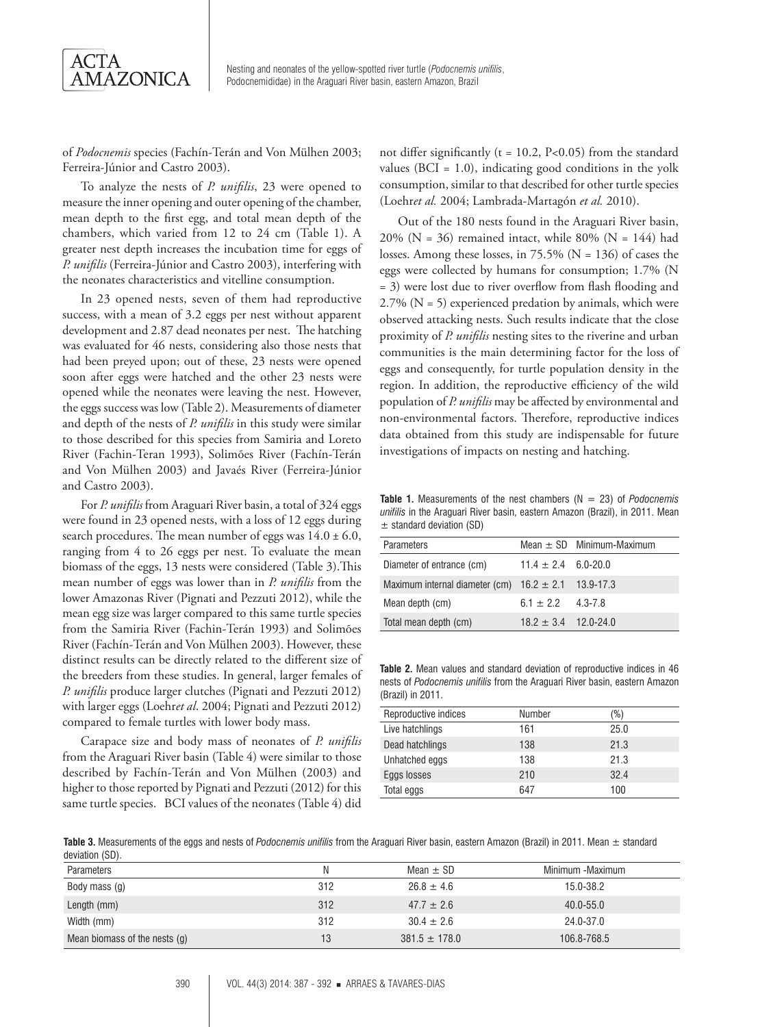of *Podocnemis* species (Fachín-Terán and Von Mülhen 2003; Ferreira-Júnior and Castro 2003).

To analyze the nests of *P. unifilis*, 23 were opened to measure the inner opening and outer opening of the chamber, mean depth to the first egg, and total mean depth of the chambers, which varied from 12 to 24 cm (Table 1). A greater nest depth increases the incubation time for eggs of *P. unifilis* (Ferreira-Júnior and Castro 2003), interfering with the neonates characteristics and vitelline consumption.

In 23 opened nests, seven of them had reproductive success, with a mean of 3.2 eggs per nest without apparent development and 2.87 dead neonates per nest. The hatching was evaluated for 46 nests, considering also those nests that had been preyed upon; out of these, 23 nests were opened soon after eggs were hatched and the other 23 nests were opened while the neonates were leaving the nest. However, the eggs success was low (Table 2). Measurements of diameter and depth of the nests of *P. unifilis* in this study were similar to those described for this species from Samiria and Loreto River (Fachin-Teran 1993), Solimões River (Fachín-Terán and Von Mülhen 2003) and Javaés River (Ferreira-Júnior and Castro 2003).

For *P. unifilis* from Araguari River basin, a total of 324 eggs were found in 23 opened nests, with a loss of 12 eggs during search procedures. The mean number of eggs was 14.0 ± 6.0, ranging from 4 to 26 eggs per nest. To evaluate the mean biomass of the eggs, 13 nests were considered (Table 3).This mean number of eggs was lower than in *P. unifilis* from the lower Amazonas River (Pignati and Pezzuti 2012), while the mean egg size was larger compared to this same turtle species from the Samiria River (Fachín-Terán 1993) and Solimões River (Fachín-Terán and Von Mülhen 2003). However, these distinct results can be directly related to the different size of the breeders from these studies. In general, larger females of *P. unifilis* produce larger clutches (Pignati and Pezzuti 2012) with larger eggs (Loehr*et al*. 2004; Pignati and Pezzuti 2012) compared to female turtles with lower body mass.

Carapace size and body mass of neonates of *P. unifilis* from the Araguari River basin (Table 4) were similar to those described by Fachín-Terán and Von Mülhen (2003) and higher to those reported by Pignati and Pezzuti (2012) for this same turtle species. BCI values of the neonates (Table 4) did not differ significantly ($t = 10.2$, $P<0.05$) from the standard values (BCI = 1.0), indicating good conditions in the yolk consumption, similar to that described for other turtle species (Loehr*et al.* 2004; Lambrada-Martagón *et al.* 2010).

Out of the 180 nests found in the Araguari River basin, 20% (N = 36) remained intact, while 80% (N = 144) had losses. Among these losses, in 75.5% (N = 136) of cases the eggs were collected by humans for consumption; 1.7% (N = 3) were lost due to river overflow from flash flooding and 2.7% (N = 5) experienced predation by animals, which were observed attacking nests. Such results indicate that the close proximity of *P. unifilis* nesting sites to the riverine and urban communities is the main determining factor for the loss of eggs and consequently, for turtle population density in the region. In addition, the reproductive efficiency of the wild population of *P. unifilis* may be affected by environmental and non-environmental factors. Therefore, reproductive indices data obtained from this study are indispensable for future investigations of impacts on nesting and hatching.

**Table 1.** Measurements of the nest chambers (N = 23) of *Podocnemis unifilis* in the Araguari River basin, eastern Amazon (Brazil), in 2011. Mean ± standard deviation (SD)

| Parameters | Mean ± SD | Minimum-Maximum |
|---|---|---|
| Diameter of entrance (cm) | 11.4 ± 2.4 | 6.0-20.0 |
| Maximum internal diameter (cm) | 16.2 ± 2.1 | 13.9-17.3 |
| Mean depth (cm) | 6.1 ± 2.2 | 4.3-7.8 |
| Total mean depth (cm) | 18.2 ± 3.4 | 12.0-24.0 |

**Table 2.** Mean values and standard deviation of reproductive indices in 46 nests of *Podocnemis unifilis* from the Araguari River basin, eastern Amazon (Brazil) in 2011.

| Reproductive indices | Number | (%) |
|---|---|---|
| Live hatchlings | 161 | 25.0 |
| Dead hatchlings | 138 | 21.3 |
| Unhatched eggs | 138 | 21.3 |
| Eggs losses | 210 | 32.4 |
| Total eggs | 647 | 100 |

**Table 3.** Measurements of the eggs and nests of *Podocnemis unifilis* from the Araguari River basin, eastern Amazon (Brazil) in 2011. Mean ± standard deviation (SD).

| Parameters | N | Mean ± SD | Minimum -Maximum |
|---|---|---|---|
| Body mass (g) | 312 | 26.8 ± 4.6 | 15.0-38.2 |
| Length (mm) | 312 | 47.7 ± 2.6 | 40.0-55.0 |
| Width (mm) | 312 | 30.4 ± 2.6 | 24.0-37.0 |
| Mean biomass of the nests (g) | 13 | 381.5 ± 178.0 | 106.8-768.5 |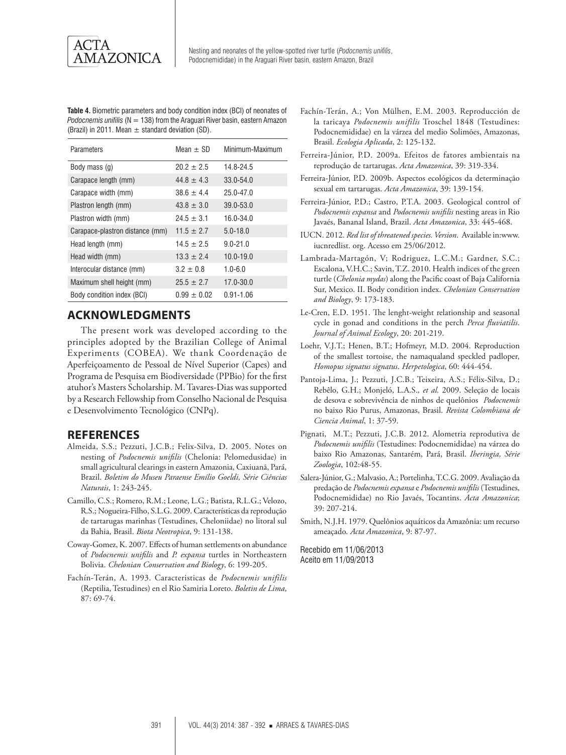**Table 4.** Biometric parameters and body condition index (BCI) of neonates of *Podocnemis unifilis* (N = 138) from the Araguari River basin, eastern Amazon (Brazil) in 2011. Mean ± standard deviation (SD).

| Parameters | Mean ± SD | Minimum-Maximum |
|---|---|---|
| Body mass (g) | 20.2 ± 2.5 | 14.8-24.5 |
| Carapace length (mm) | 44.8 ± 4.3 | 33.0-54.0 |
| Carapace width (mm) | 38.6 ± 4.4 | 25.0-47.0 |
| Plastron length (mm) | 43.8 ± 3.0 | 39.0-53.0 |
| Plastron width (mm) | 24.5 ± 3.1 | 16.0-34.0 |
| Carapace-plastron distance (mm) | 11.5 ± 2.7 | 5.0-18.0 |
| Head length (mm) | 14.5 ± 2.5 | 9.0-21.0 |
| Head width (mm) | 13.3 ± 2.4 | 10.0-19.0 |
| Interocular distance (mm) | 3.2 ± 0.8 | 1.0-6.0 |
| Maximum shell height (mm) | 25.5 ± 2.7 | 17.0-30.0 |
| Body condition index (BCI) | 0.99 ± 0.02 | 0.91-1.06 |

## ACKNOWLEDGMENTS

The present work was developed according to the principles adopted by the Brazilian College of Animal Experiments (COBEA). We thank Coordenação de Aperfeiçoamento de Pessoal de Nível Superior (Capes) and Programa de Pesquisa em Biodiversidade (PPBio) for the first atuhor's Masters Scholarship. M. Tavares-Dias was supported by a Research Fellowship from Conselho Nacional de Pesquisa e Desenvolvimento Tecnológico (CNPq).

## REFERENCES

Almeida, S.S.; Pezzuti, J.C.B.; Felix-Silva, D. 2005. Notes on nesting of *Podocnemis unifilis* (Chelonia: Pelomedusidae) in small agricultural clearings in eastern Amazonia, Caxiuanã, Pará, Brazil. *Boletim do Museu Paraense Emílio Goeldi, Série Ciências Naturais*, 1: 243-245.

Camillo, C.S.; Romero, R.M.; Leone, L.G.; Batista, R.L.G.; Velozo, R.S.; Nogueira-Filho, S.L.G. 2009. Características da reprodução de tartarugas marinhas (Testudines, Cheloniidae) no litoral sul da Bahia, Brasil. *Biota Neotropica*, 9: 131-138.

Coway-Gomez, K. 2007. Effects of human settlements on abundance of *Podocnemis unifilis* and *P. expansa* turtles in Northeastern Bolivia. *Chelonian Conservation and Biology*, 6: 199-205.

Fachín-Terán, A. 1993. Caracteristicas de *Podocnemis unifilis* (Reptilia, Testudines) en el Rio Samiria Loreto. *Boletin de Lima*, 87: 69-74.

Fachín-Terán, A.; Von Mülhen, E.M. 2003. Reproducción de la taricaya *Podocnemis unifilis* Troschel 1848 (Testudines: Podocnemididae) en la várzea del medio Solimões, Amazonas, Brasil. *Ecologia Aplicada*, 2: 125-132.

Ferreira-Júnior, P.D. 2009a. Efeitos de fatores ambientais na reprodução de tartarugas. *Acta Amazonica*, 39: 319-334.

Ferreira-Júnior, P.D. 2009b. Aspectos ecológicos da determinação sexual em tartarugas. *Acta Amazonica*, 39: 139-154.

Ferreira-Júnior, P.D.; Castro, P.T.A. 2003. Geological control of *Podocnemis expansa* and *Podocnemis unifilis* nesting areas in Rio Javaés, Bananal Island, Brazil. *Acta Amazonica*, 33: 445-468.

IUCN. 2012. *Red list of threatened species. Version*. Available in:www. iucnredlist. org. Acesso em 25/06/2012.

Lambrada-Martagón, V; Rodriguez, L.C.M.; Gardner, S.C.; Escalona, V.H.C.; Savin, T.Z. 2010. Health indices of the green turtle (*Chelonia mydas*) along the Pacific coast of Baja California Sur, Mexico. II. Body condition index. *Chelonian Conservation and Biology*, 9: 173-183.

Le-Cren, E.D. 1951. The lenght-weight relationship and seasonal cycle in gonad and conditions in the perch *Perca fluviatilis*. *Journal of Animal Ecology*, 20: 201-219.

Loehr, V.J.T.; Henen, B.T.; Hofmeyr, M.D. 2004. Reproduction of the smallest tortoise, the namaqualand speckled padloper, *Homopus signatus signatus*. *Herpetologica*, 60: 444-454.

Pantoja-Lima, J.; Pezzuti, J.C.B.; Teixeira, A.S.; Félix-Silva, D.; Rebêlo, G.H.; Monjeló, L.A.S., *et al.* 2009. Seleção de locais de desova e sobrevivência de ninhos de quelônios *Podocnemis* no baixo Rio Purus, Amazonas, Brasil. *Revista Colombiana de Ciencia Animal*, 1: 37-59.

Pignati, M.T.; Pezzuti, J.C.B. 2012. Alometria reprodutiva de *Podocnemis unifilis* (Testudines: Podocnemididae) na várzea do baixo Rio Amazonas, Santarém, Pará, Brasil. *Iheringia, Série Zoologia*, 102:48-55.

Salera-Júnior, G.; Malvasio, A.; Portelinha, T.C.G. 2009. Avaliação da predação de *Podocnemis expansa* e *Podocnemis unifilis* (Testudines, Podocnemididae) no Rio Javaés, Tocantins. *Acta Amazonica*; 39: 207-214.

Smith, N.J.H. 1979. Quelônios aquáticos da Amazônia: um recurso ameaçado. *Acta Amazonica*, 9: 87-97.

Recebido em 11/06/2013
Aceito em 11/09/2013